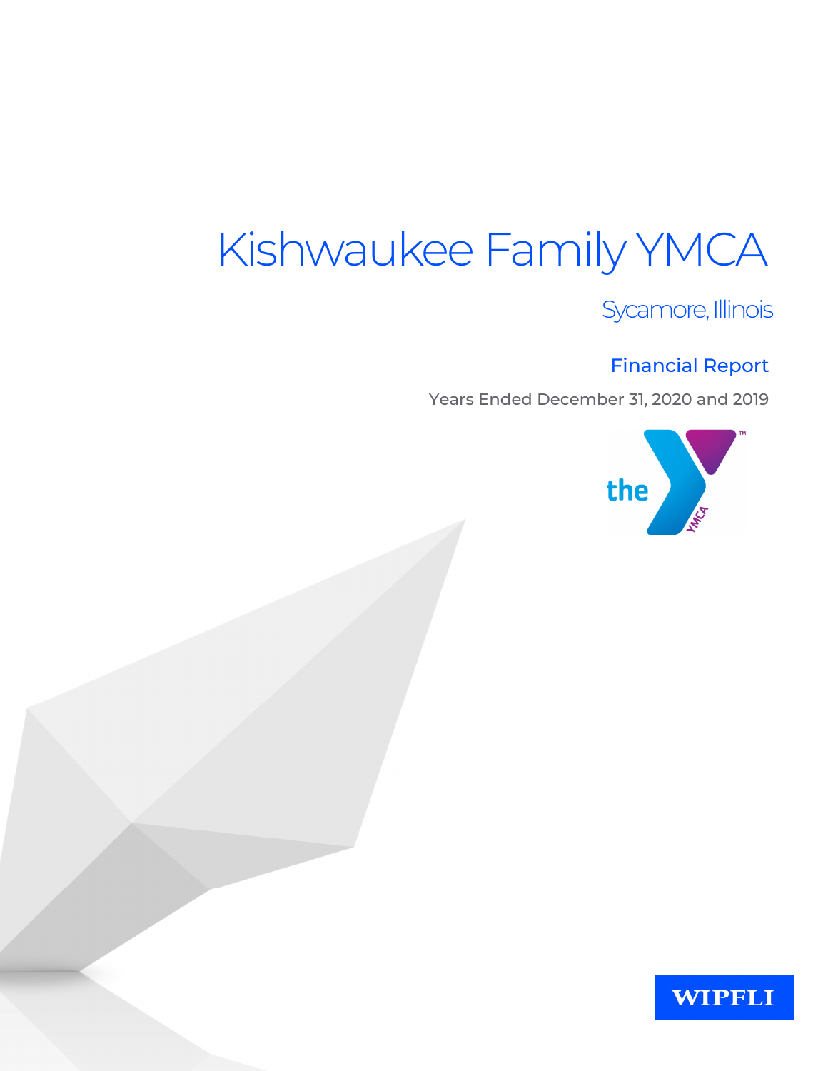# Kishwaukee Family YMCA

Sycamore, Illinois

## Financial Report

Years Ended December 31, 2020 and 2019

WIPFLI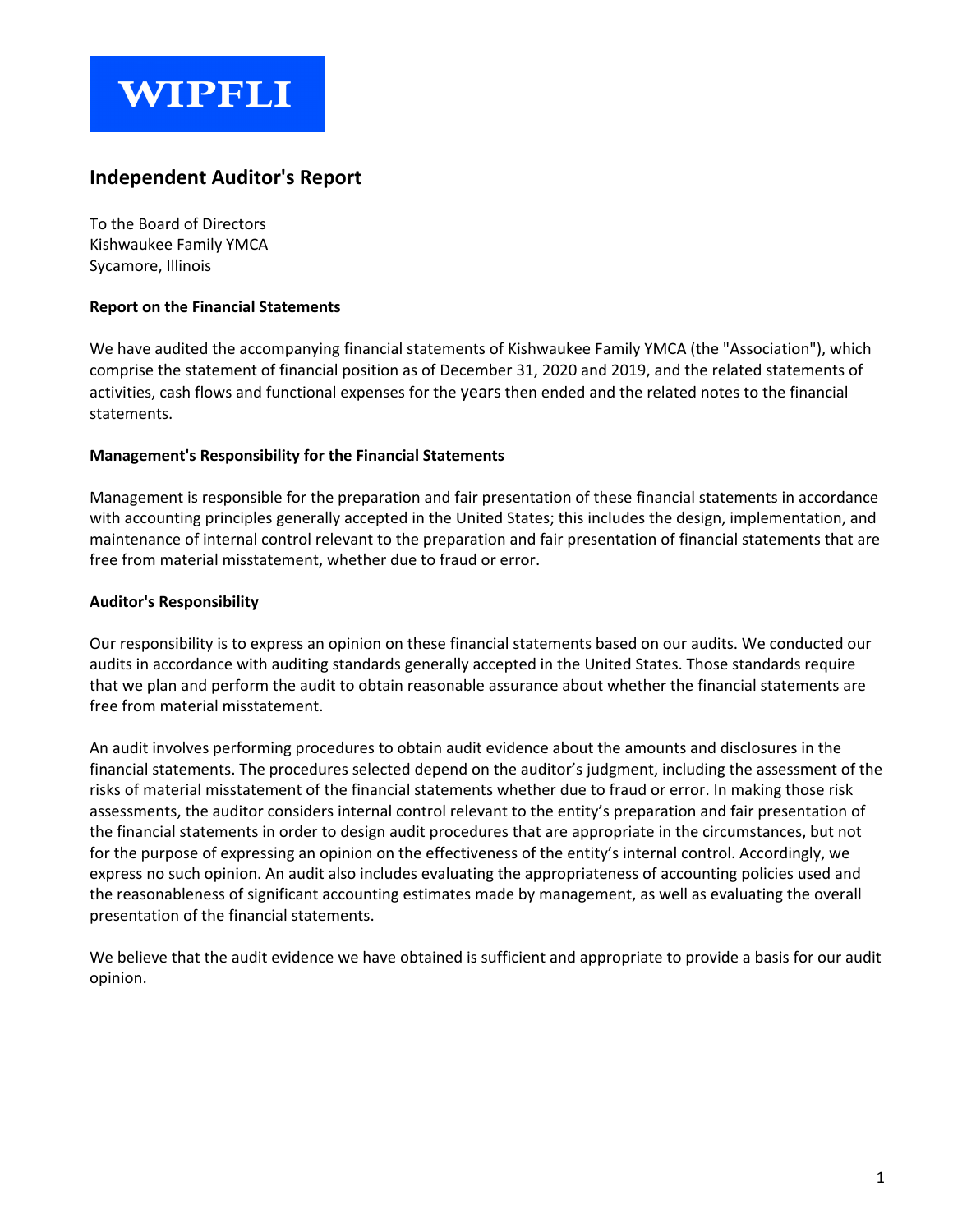WIPFLI

## Independent Auditor's Report

To the Board of Directors
Kishwaukee Family YMCA
Sycamore, Illinois

**Report on the Financial Statements**

We have audited the accompanying financial statements of Kishwaukee Family YMCA (the "Association"), which comprise the statement of financial position as of December 31, 2020 and 2019, and the related statements of activities, cash flows and functional expenses for the years then ended and the related notes to the financial statements.

**Management's Responsibility for the Financial Statements**

Management is responsible for the preparation and fair presentation of these financial statements in accordance with accounting principles generally accepted in the United States; this includes the design, implementation, and maintenance of internal control relevant to the preparation and fair presentation of financial statements that are free from material misstatement, whether due to fraud or error.

**Auditor's Responsibility**

Our responsibility is to express an opinion on these financial statements based on our audits. We conducted our audits in accordance with auditing standards generally accepted in the United States. Those standards require that we plan and perform the audit to obtain reasonable assurance about whether the financial statements are free from material misstatement.

An audit involves performing procedures to obtain audit evidence about the amounts and disclosures in the financial statements. The procedures selected depend on the auditor's judgment, including the assessment of the risks of material misstatement of the financial statements whether due to fraud or error. In making those risk assessments, the auditor considers internal control relevant to the entity's preparation and fair presentation of the financial statements in order to design audit procedures that are appropriate in the circumstances, but not for the purpose of expressing an opinion on the effectiveness of the entity's internal control. Accordingly, we express no such opinion. An audit also includes evaluating the appropriateness of accounting policies used and the reasonableness of significant accounting estimates made by management, as well as evaluating the overall presentation of the financial statements.

We believe that the audit evidence we have obtained is sufficient and appropriate to provide a basis for our audit opinion.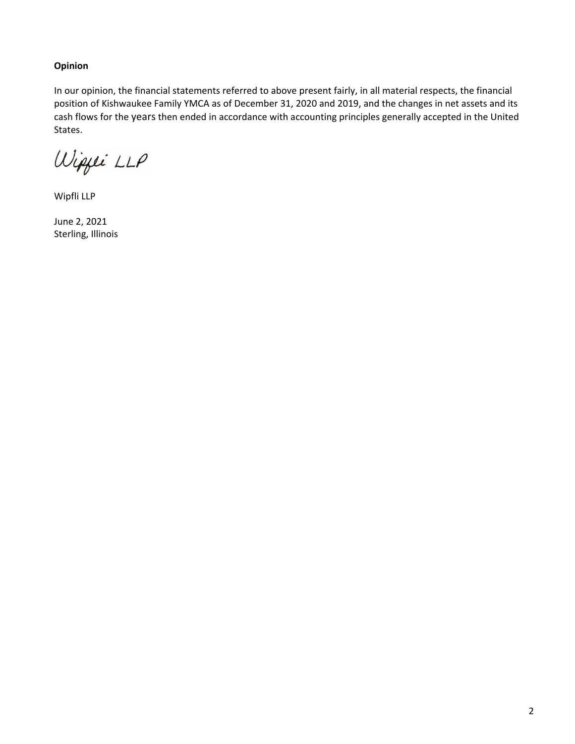**Opinion**

In our opinion, the financial statements referred to above present fairly, in all material respects, the financial position of Kishwaukee Family YMCA as of December 31, 2020 and 2019, and the changes in net assets and its cash flows for the years then ended in accordance with accounting principles generally accepted in the United States.

Wipfli LLP

Wipfli LLP

June 2, 2021
Sterling, Illinois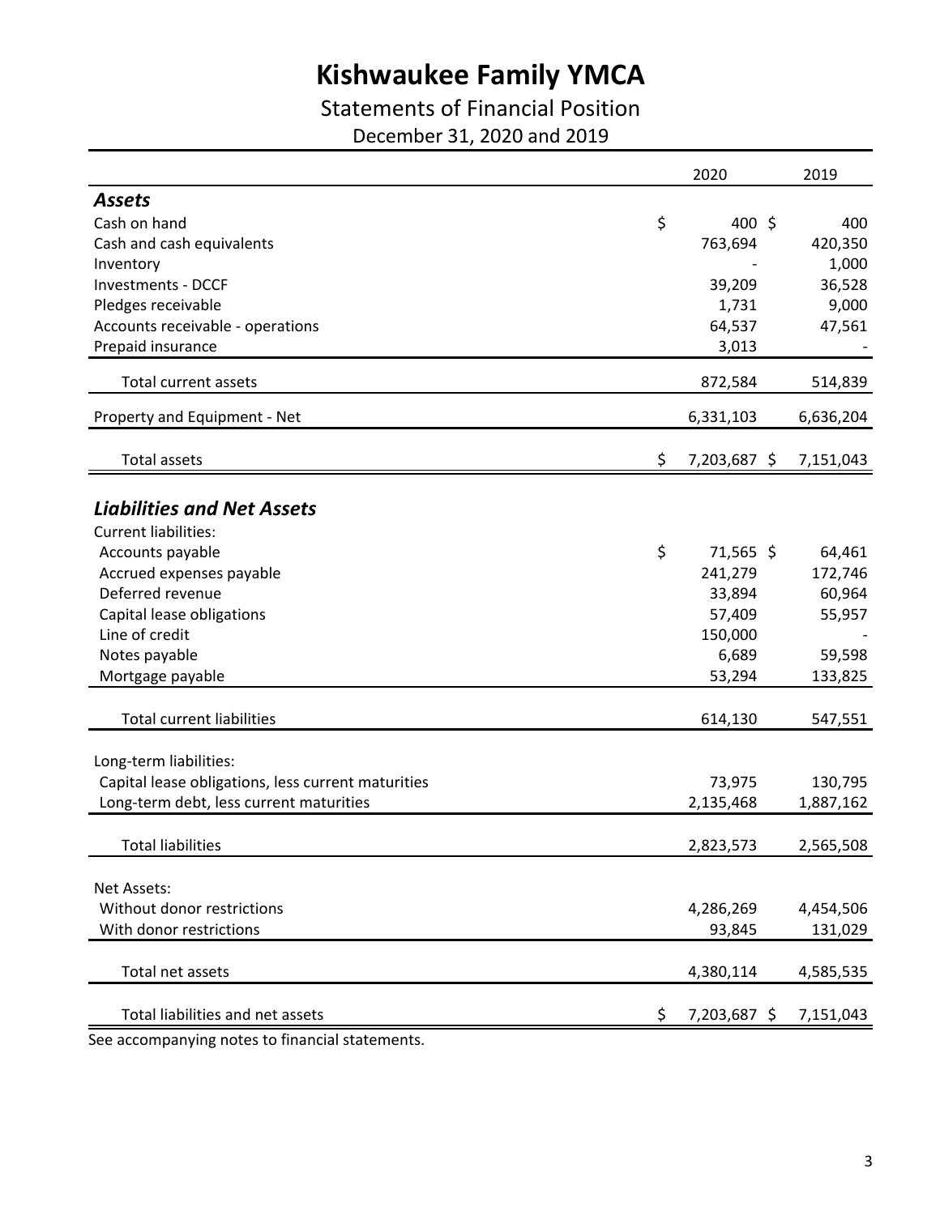# Kishwaukee Family YMCA

## Statements of Financial Position

December 31, 2020 and 2019

| | 2020 | 2019 |
|---|---|---|
| ***Assets*** | | |
| Cash on hand | $ 400 | $ 400 |
| Cash and cash equivalents | 763,694 | 420,350 |
| Inventory | - | 1,000 |
| Investments - DCCF | 39,209 | 36,528 |
| Pledges receivable | 1,731 | 9,000 |
| Accounts receivable - operations | 64,537 | 47,561 |
| Prepaid insurance | 3,013 | - |
| Total current assets | 872,584 | 514,839 |
| Property and Equipment - Net | 6,331,103 | 6,636,204 |
| Total assets | $ 7,203,687 | $ 7,151,043 |
| ***Liabilities and Net Assets*** | | |
| Current liabilities: | | |
| Accounts payable | $ 71,565 | $ 64,461 |
| Accrued expenses payable | 241,279 | 172,746 |
| Deferred revenue | 33,894 | 60,964 |
| Capital lease obligations | 57,409 | 55,957 |
| Line of credit | 150,000 | - |
| Notes payable | 6,689 | 59,598 |
| Mortgage payable | 53,294 | 133,825 |
| Total current liabilities | 614,130 | 547,551 |
| Long-term liabilities: | | |
| Capital lease obligations, less current maturities | 73,975 | 130,795 |
| Long-term debt, less current maturities | 2,135,468 | 1,887,162 |
| Total liabilities | 2,823,573 | 2,565,508 |
| Net Assets: | | |
| Without donor restrictions | 4,286,269 | 4,454,506 |
| With donor restrictions | 93,845 | 131,029 |
| Total net assets | 4,380,114 | 4,585,535 |
| Total liabilities and net assets | $ 7,203,687 | $ 7,151,043 |

See accompanying notes to financial statements.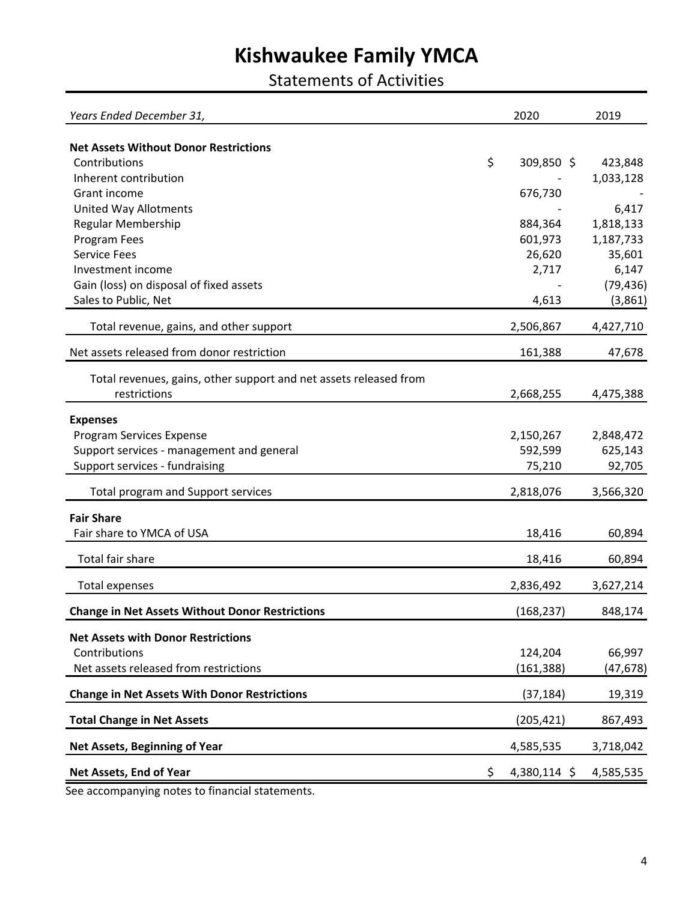# Kishwaukee Family YMCA

## Statements of Activities

| *Years Ended December 31,* | 2020 | 2019 |
|---|---|---|
| **Net Assets Without Donor Restrictions** | | |
| Contributions | $ 309,850 | $ 423,848 |
| Inherent contribution | - | 1,033,128 |
| Grant income | 676,730 | - |
| United Way Allotments | - | 6,417 |
| Regular Membership | 884,364 | 1,818,133 |
| Program Fees | 601,973 | 1,187,733 |
| Service Fees | 26,620 | 35,601 |
| Investment income | 2,717 | 6,147 |
| Gain (loss) on disposal of fixed assets | - | (79,436) |
| Sales to Public, Net | 4,613 | (3,861) |
| Total revenue, gains, and other support | 2,506,867 | 4,427,710 |
| Net assets released from donor restriction | 161,388 | 47,678 |
| Total revenues, gains, other support and net assets released from restrictions | 2,668,255 | 4,475,388 |
| **Expenses** | | |
| Program Services Expense | 2,150,267 | 2,848,472 |
| Support services - management and general | 592,599 | 625,143 |
| Support services - fundraising | 75,210 | 92,705 |
| Total program and Support services | 2,818,076 | 3,566,320 |
| **Fair Share** | | |
| Fair share to YMCA of USA | 18,416 | 60,894 |
| Total fair share | 18,416 | 60,894 |
| Total expenses | 2,836,492 | 3,627,214 |
| **Change in Net Assets Without Donor Restrictions** | (168,237) | 848,174 |
| **Net Assets with Donor Restrictions** | | |
| Contributions | 124,204 | 66,997 |
| Net assets released from restrictions | (161,388) | (47,678) |
| **Change in Net Assets With Donor Restrictions** | (37,184) | 19,319 |
| **Total Change in Net Assets** | (205,421) | 867,493 |
| **Net Assets, Beginning of Year** | 4,585,535 | 3,718,042 |
| **Net Assets, End of Year** | $ 4,380,114 | $ 4,585,535 |

See accompanying notes to financial statements.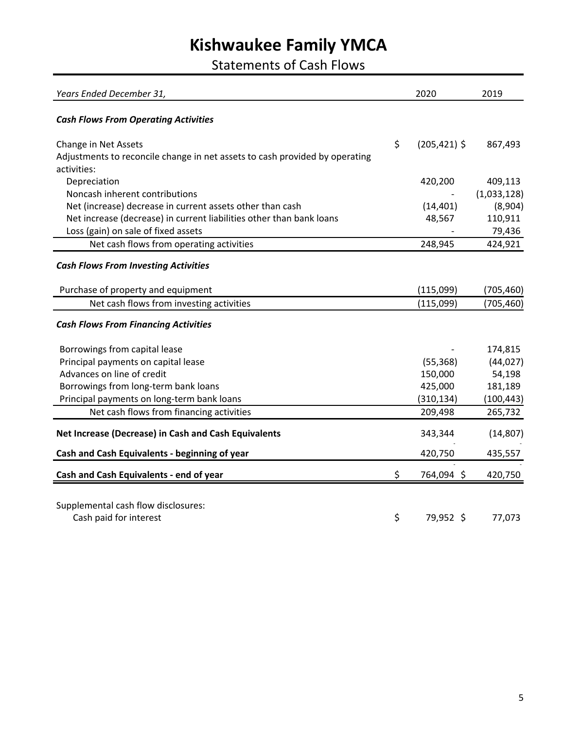# Kishwaukee Family YMCA

## Statements of Cash Flows

| *Years Ended December 31,* | 2020 | 2019 |
|---|---|---|
| ***Cash Flows From Operating Activities*** | | |
| Change in Net Assets | $ (205,421) | $ 867,493 |
| Adjustments to reconcile change in net assets to cash provided by operating activities: | | |
| Depreciation | 420,200 | 409,113 |
| Noncash inherent contributions | - | (1,033,128) |
| Net (increase) decrease in current assets other than cash | (14,401) | (8,904) |
| Net increase (decrease) in current liabilities other than bank loans | 48,567 | 110,911 |
| Loss (gain) on sale of fixed assets | - | 79,436 |
| Net cash flows from operating activities | 248,945 | 424,921 |
| ***Cash Flows From Investing Activities*** | | |
| Purchase of property and equipment | (115,099) | (705,460) |
| Net cash flows from investing activities | (115,099) | (705,460) |
| ***Cash Flows From Financing Activities*** | | |
| Borrowings from capital lease | - | 174,815 |
| Principal payments on capital lease | (55,368) | (44,027) |
| Advances on line of credit | 150,000 | 54,198 |
| Borrowings from long-term bank loans | 425,000 | 181,189 |
| Principal payments on long-term bank loans | (310,134) | (100,443) |
| Net cash flows from financing activities | 209,498 | 265,732 |
| **Net Increase (Decrease) in Cash and Cash Equivalents** | 343,344 | (14,807) |
| **Cash and Cash Equivalents - beginning of year** | 420,750 | 435,557 |
| **Cash and Cash Equivalents - end of year** | $ 764,094 | $ 420,750 |

| Supplemental cash flow disclosures: | | |
|---|---|---|
| Cash paid for interest | $ 79,952 | $ 77,073 |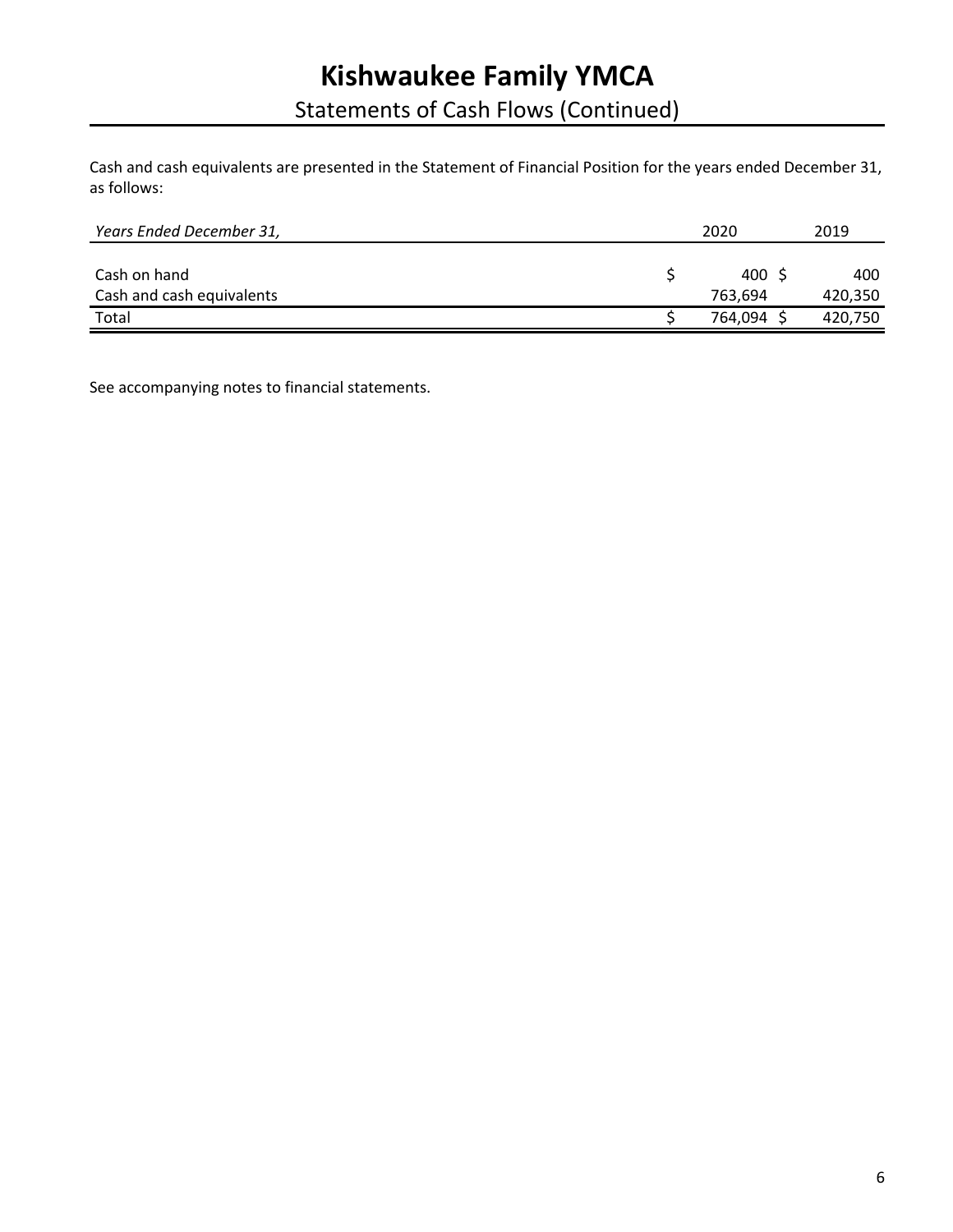# Kishwaukee Family YMCA

## Statements of Cash Flows (Continued)

Cash and cash equivalents are presented in the Statement of Financial Position for the years ended December 31, as follows:

| *Years Ended December 31,* | 2020 | 2019 |
|---|---|---|
| Cash on hand | $ 400 | $ 400 |
| Cash and cash equivalents | 763,694 | 420,350 |
| Total | $ 764,094 | $ 420,750 |

See accompanying notes to financial statements.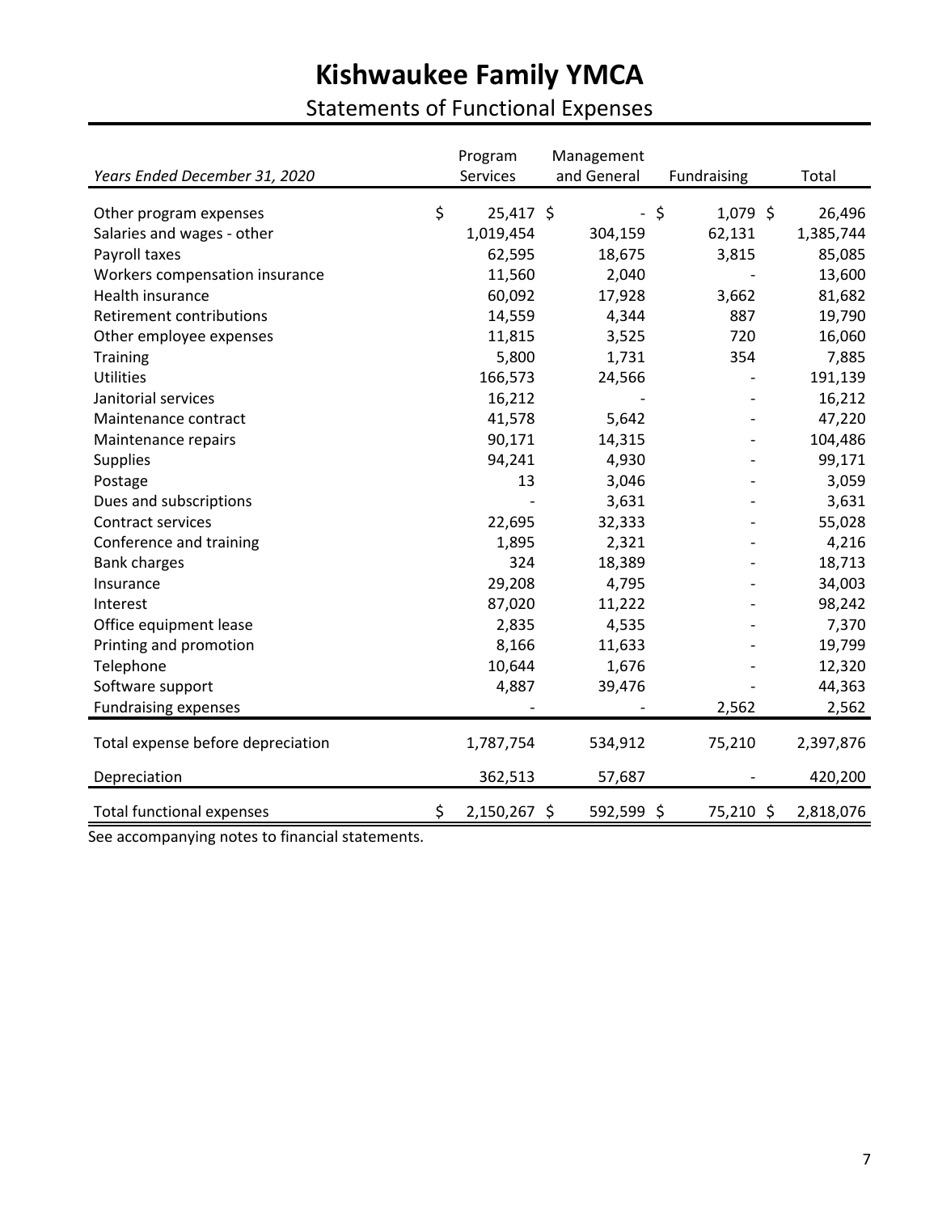# Kishwaukee Family YMCA

## Statements of Functional Expenses

| *Years Ended December 31, 2020* | Program Services | Management and General | Fundraising | Total |
|---|---|---|---|---|
| Other program expenses | $ 25,417 | $ - | $ 1,079 | $ 26,496 |
| Salaries and wages - other | 1,019,454 | 304,159 | 62,131 | 1,385,744 |
| Payroll taxes | 62,595 | 18,675 | 3,815 | 85,085 |
| Workers compensation insurance | 11,560 | 2,040 | - | 13,600 |
| Health insurance | 60,092 | 17,928 | 3,662 | 81,682 |
| Retirement contributions | 14,559 | 4,344 | 887 | 19,790 |
| Other employee expenses | 11,815 | 3,525 | 720 | 16,060 |
| Training | 5,800 | 1,731 | 354 | 7,885 |
| Utilities | 166,573 | 24,566 | - | 191,139 |
| Janitorial services | 16,212 | - | - | 16,212 |
| Maintenance contract | 41,578 | 5,642 | - | 47,220 |
| Maintenance repairs | 90,171 | 14,315 | - | 104,486 |
| Supplies | 94,241 | 4,930 | - | 99,171 |
| Postage | 13 | 3,046 | - | 3,059 |
| Dues and subscriptions | - | 3,631 | - | 3,631 |
| Contract services | 22,695 | 32,333 | - | 55,028 |
| Conference and training | 1,895 | 2,321 | - | 4,216 |
| Bank charges | 324 | 18,389 | - | 18,713 |
| Insurance | 29,208 | 4,795 | - | 34,003 |
| Interest | 87,020 | 11,222 | - | 98,242 |
| Office equipment lease | 2,835 | 4,535 | - | 7,370 |
| Printing and promotion | 8,166 | 11,633 | - | 19,799 |
| Telephone | 10,644 | 1,676 | - | 12,320 |
| Software support | 4,887 | 39,476 | - | 44,363 |
| Fundraising expenses | - | - | 2,562 | 2,562 |
| Total expense before depreciation | 1,787,754 | 534,912 | 75,210 | 2,397,876 |
| Depreciation | 362,513 | 57,687 | - | 420,200 |
| Total functional expenses | $ 2,150,267 | $ 592,599 | $ 75,210 | $ 2,818,076 |

See accompanying notes to financial statements.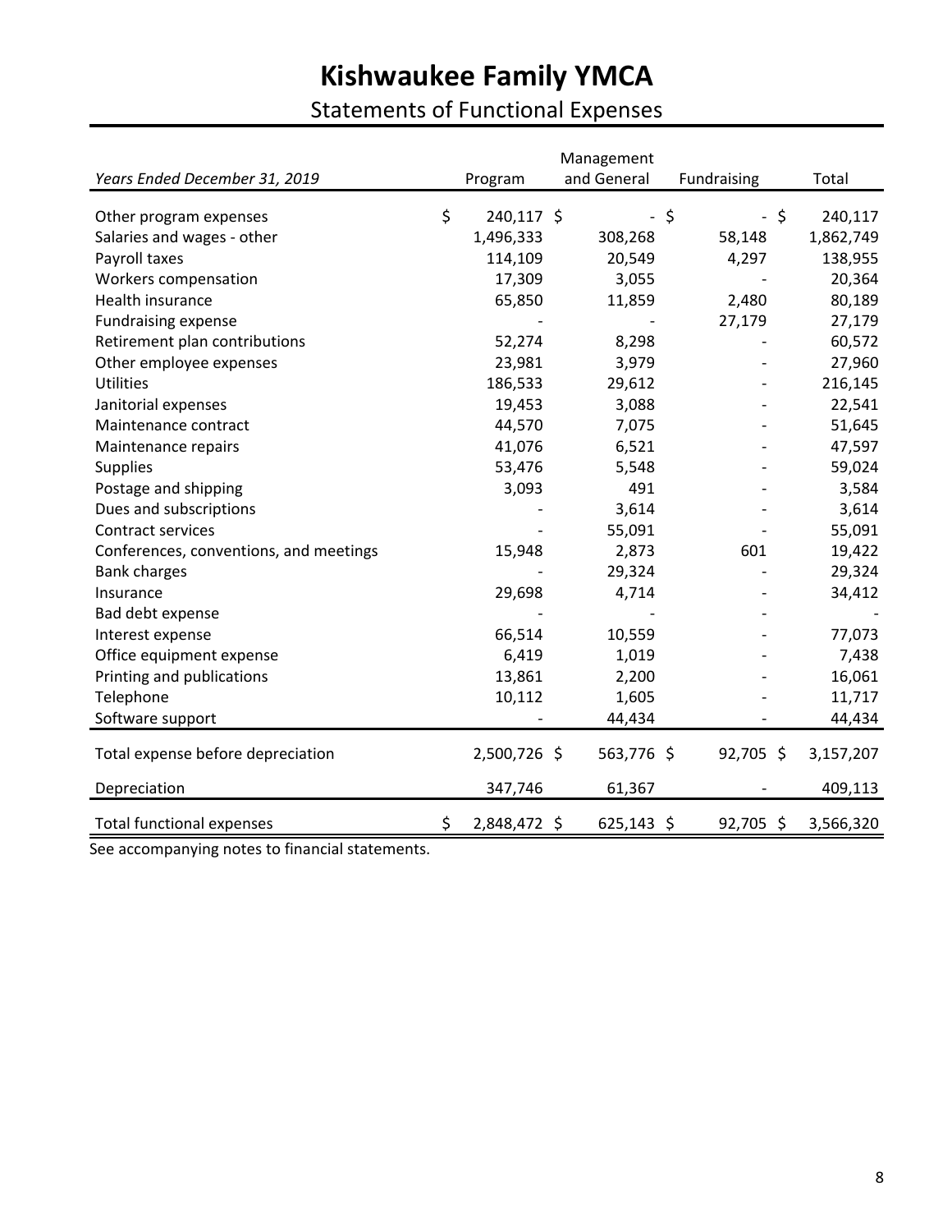# Kishwaukee Family YMCA

## Statements of Functional Expenses

| *Years Ended December 31, 2019* | Program | Management and General | Fundraising | Total |
|---|---|---|---|---|
| Other program expenses | $ 240,117 | $ - | $ - | $ 240,117 |
| Salaries and wages - other | 1,496,333 | 308,268 | 58,148 | 1,862,749 |
| Payroll taxes | 114,109 | 20,549 | 4,297 | 138,955 |
| Workers compensation | 17,309 | 3,055 | - | 20,364 |
| Health insurance | 65,850 | 11,859 | 2,480 | 80,189 |
| Fundraising expense | - | - | 27,179 | 27,179 |
| Retirement plan contributions | 52,274 | 8,298 | - | 60,572 |
| Other employee expenses | 23,981 | 3,979 | - | 27,960 |
| Utilities | 186,533 | 29,612 | - | 216,145 |
| Janitorial expenses | 19,453 | 3,088 | - | 22,541 |
| Maintenance contract | 44,570 | 7,075 | - | 51,645 |
| Maintenance repairs | 41,076 | 6,521 | - | 47,597 |
| Supplies | 53,476 | 5,548 | - | 59,024 |
| Postage and shipping | 3,093 | 491 | - | 3,584 |
| Dues and subscriptions | - | 3,614 | - | 3,614 |
| Contract services | - | 55,091 | - | 55,091 |
| Conferences, conventions, and meetings | 15,948 | 2,873 | 601 | 19,422 |
| Bank charges | - | 29,324 | - | 29,324 |
| Insurance | 29,698 | 4,714 | - | 34,412 |
| Bad debt expense | - | - | - | - |
| Interest expense | 66,514 | 10,559 | - | 77,073 |
| Office equipment expense | 6,419 | 1,019 | - | 7,438 |
| Printing and publications | 13,861 | 2,200 | - | 16,061 |
| Telephone | 10,112 | 1,605 | - | 11,717 |
| Software support | - | 44,434 | - | 44,434 |
| Total expense before depreciation | 2,500,726 | $ 563,776 | $ 92,705 | $ 3,157,207 |
| Depreciation | 347,746 | 61,367 | - | 409,113 |
| Total functional expenses | $ 2,848,472 | $ 625,143 | $ 92,705 | $ 3,566,320 |

See accompanying notes to financial statements.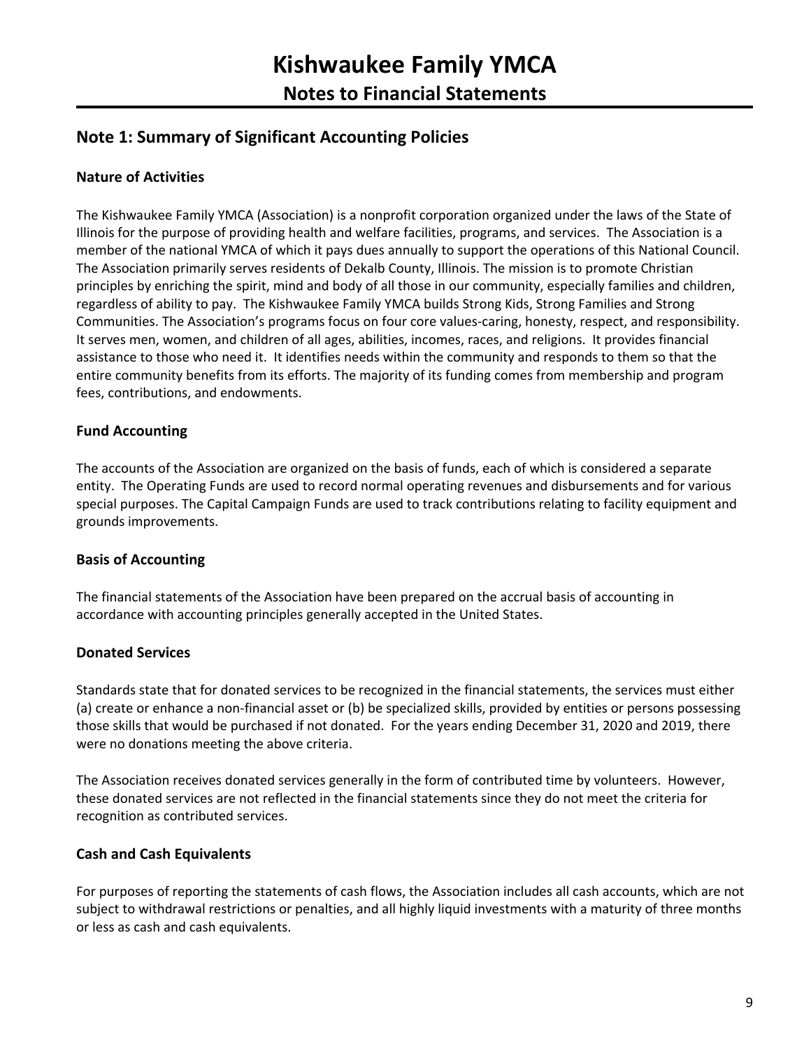# Kishwaukee Family YMCA

## Notes to Financial Statements

## Note 1: Summary of Significant Accounting Policies

### Nature of Activities

The Kishwaukee Family YMCA (Association) is a nonprofit corporation organized under the laws of the State of Illinois for the purpose of providing health and welfare facilities, programs, and services. The Association is a member of the national YMCA of which it pays dues annually to support the operations of this National Council. The Association primarily serves residents of Dekalb County, Illinois. The mission is to promote Christian principles by enriching the spirit, mind and body of all those in our community, especially families and children, regardless of ability to pay. The Kishwaukee Family YMCA builds Strong Kids, Strong Families and Strong Communities. The Association's programs focus on four core values-caring, honesty, respect, and responsibility. It serves men, women, and children of all ages, abilities, incomes, races, and religions. It provides financial assistance to those who need it. It identifies needs within the community and responds to them so that the entire community benefits from its efforts. The majority of its funding comes from membership and program fees, contributions, and endowments.

### Fund Accounting

The accounts of the Association are organized on the basis of funds, each of which is considered a separate entity. The Operating Funds are used to record normal operating revenues and disbursements and for various special purposes. The Capital Campaign Funds are used to track contributions relating to facility equipment and grounds improvements.

### Basis of Accounting

The financial statements of the Association have been prepared on the accrual basis of accounting in accordance with accounting principles generally accepted in the United States.

### Donated Services

Standards state that for donated services to be recognized in the financial statements, the services must either (a) create or enhance a non-financial asset or (b) be specialized skills, provided by entities or persons possessing those skills that would be purchased if not donated. For the years ending December 31, 2020 and 2019, there were no donations meeting the above criteria.

The Association receives donated services generally in the form of contributed time by volunteers. However, these donated services are not reflected in the financial statements since they do not meet the criteria for recognition as contributed services.

### Cash and Cash Equivalents

For purposes of reporting the statements of cash flows, the Association includes all cash accounts, which are not subject to withdrawal restrictions or penalties, and all highly liquid investments with a maturity of three months or less as cash and cash equivalents.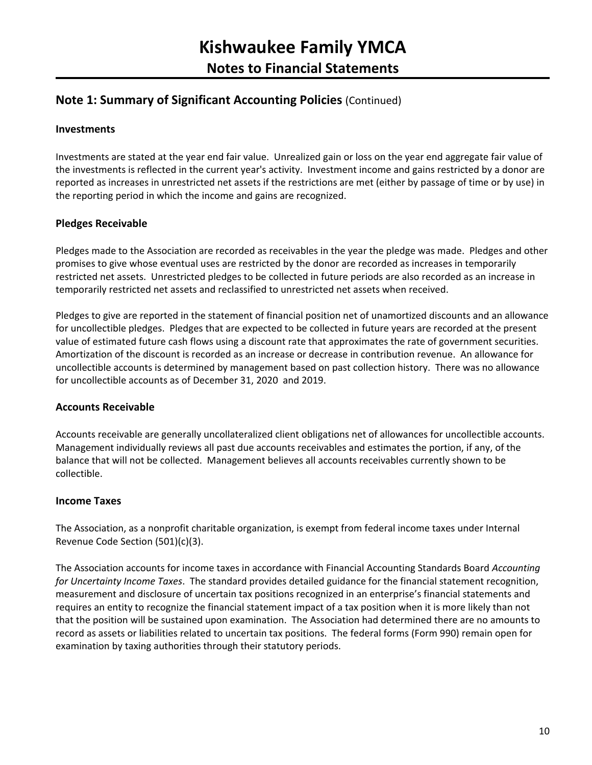# Kishwaukee Family YMCA

## Notes to Financial Statements

## Note 1: Summary of Significant Accounting Policies (Continued)

### Investments

Investments are stated at the year end fair value. Unrealized gain or loss on the year end aggregate fair value of the investments is reflected in the current year's activity. Investment income and gains restricted by a donor are reported as increases in unrestricted net assets if the restrictions are met (either by passage of time or by use) in the reporting period in which the income and gains are recognized.

### Pledges Receivable

Pledges made to the Association are recorded as receivables in the year the pledge was made. Pledges and other promises to give whose eventual uses are restricted by the donor are recorded as increases in temporarily restricted net assets. Unrestricted pledges to be collected in future periods are also recorded as an increase in temporarily restricted net assets and reclassified to unrestricted net assets when received.

Pledges to give are reported in the statement of financial position net of unamortized discounts and an allowance for uncollectible pledges. Pledges that are expected to be collected in future years are recorded at the present value of estimated future cash flows using a discount rate that approximates the rate of government securities. Amortization of the discount is recorded as an increase or decrease in contribution revenue. An allowance for uncollectible accounts is determined by management based on past collection history. There was no allowance for uncollectible accounts as of December 31, 2020 and 2019.

### Accounts Receivable

Accounts receivable are generally uncollateralized client obligations net of allowances for uncollectible accounts. Management individually reviews all past due accounts receivables and estimates the portion, if any, of the balance that will not be collected. Management believes all accounts receivables currently shown to be collectible.

### Income Taxes

The Association, as a nonprofit charitable organization, is exempt from federal income taxes under Internal Revenue Code Section (501)(c)(3).

The Association accounts for income taxes in accordance with Financial Accounting Standards Board *Accounting for Uncertainty Income Taxes*. The standard provides detailed guidance for the financial statement recognition, measurement and disclosure of uncertain tax positions recognized in an enterprise's financial statements and requires an entity to recognize the financial statement impact of a tax position when it is more likely than not that the position will be sustained upon examination. The Association had determined there are no amounts to record as assets or liabilities related to uncertain tax positions. The federal forms (Form 990) remain open for examination by taxing authorities through their statutory periods.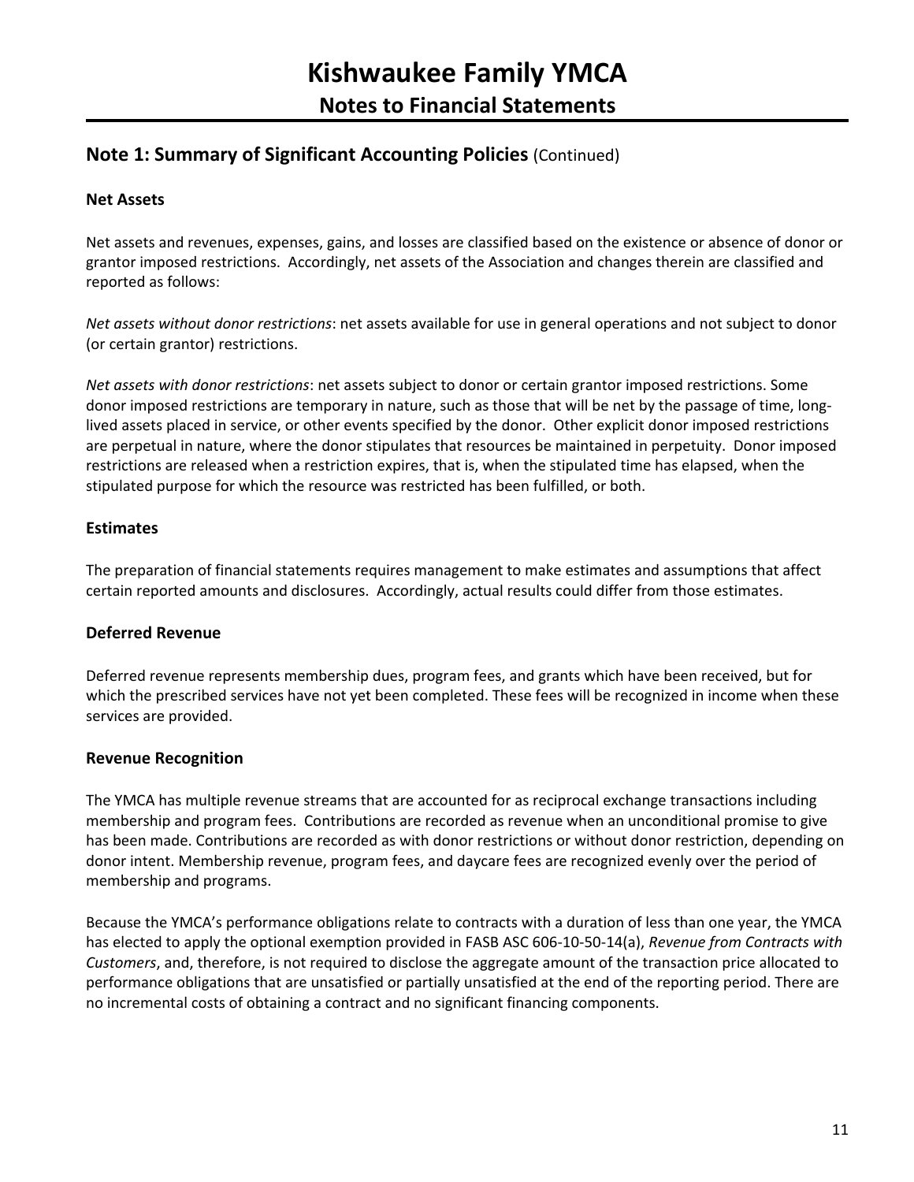# Kishwaukee Family YMCA

## Notes to Financial Statements

## Note 1: Summary of Significant Accounting Policies (Continued)

### Net Assets

Net assets and revenues, expenses, gains, and losses are classified based on the existence or absence of donor or grantor imposed restrictions. Accordingly, net assets of the Association and changes therein are classified and reported as follows:

*Net assets without donor restrictions*: net assets available for use in general operations and not subject to donor (or certain grantor) restrictions.

*Net assets with donor restrictions*: net assets subject to donor or certain grantor imposed restrictions. Some donor imposed restrictions are temporary in nature, such as those that will be net by the passage of time, long-lived assets placed in service, or other events specified by the donor. Other explicit donor imposed restrictions are perpetual in nature, where the donor stipulates that resources be maintained in perpetuity. Donor imposed restrictions are released when a restriction expires, that is, when the stipulated time has elapsed, when the stipulated purpose for which the resource was restricted has been fulfilled, or both.

### Estimates

The preparation of financial statements requires management to make estimates and assumptions that affect certain reported amounts and disclosures. Accordingly, actual results could differ from those estimates.

### Deferred Revenue

Deferred revenue represents membership dues, program fees, and grants which have been received, but for which the prescribed services have not yet been completed. These fees will be recognized in income when these services are provided.

### Revenue Recognition

The YMCA has multiple revenue streams that are accounted for as reciprocal exchange transactions including membership and program fees. Contributions are recorded as revenue when an unconditional promise to give has been made. Contributions are recorded as with donor restrictions or without donor restriction, depending on donor intent. Membership revenue, program fees, and daycare fees are recognized evenly over the period of membership and programs.

Because the YMCA's performance obligations relate to contracts with a duration of less than one year, the YMCA has elected to apply the optional exemption provided in FASB ASC 606-10-50-14(a), *Revenue from Contracts with Customers*, and, therefore, is not required to disclose the aggregate amount of the transaction price allocated to performance obligations that are unsatisfied or partially unsatisfied at the end of the reporting period. There are no incremental costs of obtaining a contract and no significant financing components.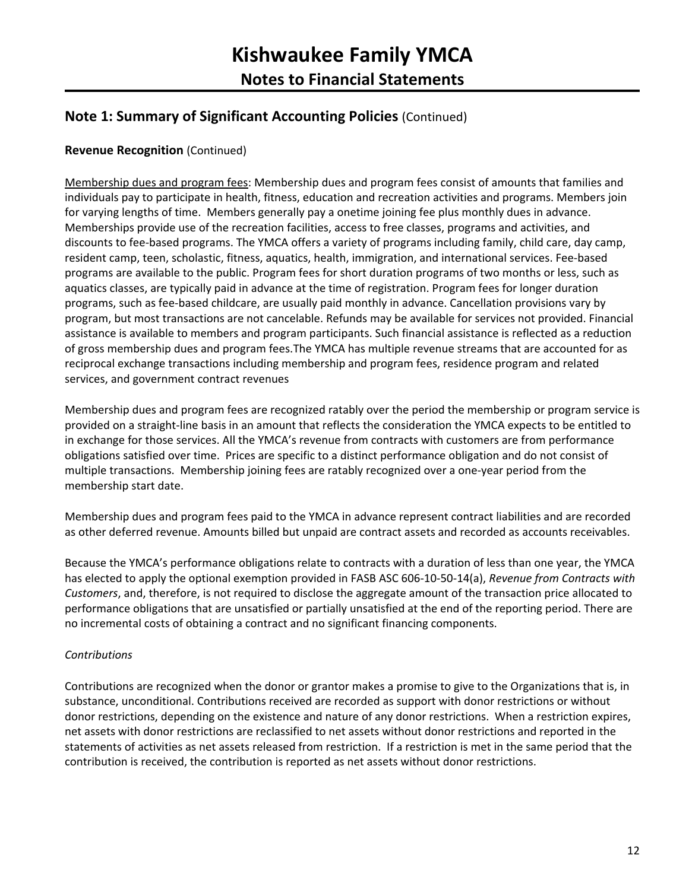# Kishwaukee Family YMCA
## Notes to Financial Statements

## Note 1: Summary of Significant Accounting Policies (Continued)

**Revenue Recognition** (Continued)

Membership dues and program fees: Membership dues and program fees consist of amounts that families and individuals pay to participate in health, fitness, education and recreation activities and programs. Members join for varying lengths of time. Members generally pay a onetime joining fee plus monthly dues in advance. Memberships provide use of the recreation facilities, access to free classes, programs and activities, and discounts to fee-based programs. The YMCA offers a variety of programs including family, child care, day camp, resident camp, teen, scholastic, fitness, aquatics, health, immigration, and international services. Fee-based programs are available to the public. Program fees for short duration programs of two months or less, such as aquatics classes, are typically paid in advance at the time of registration. Program fees for longer duration programs, such as fee-based childcare, are usually paid monthly in advance. Cancellation provisions vary by program, but most transactions are not cancelable. Refunds may be available for services not provided. Financial assistance is available to members and program participants. Such financial assistance is reflected as a reduction of gross membership dues and program fees.The YMCA has multiple revenue streams that are accounted for as reciprocal exchange transactions including membership and program fees, residence program and related services, and government contract revenues

Membership dues and program fees are recognized ratably over the period the membership or program service is provided on a straight-line basis in an amount that reflects the consideration the YMCA expects to be entitled to in exchange for those services. All the YMCA's revenue from contracts with customers are from performance obligations satisfied over time. Prices are specific to a distinct performance obligation and do not consist of multiple transactions. Membership joining fees are ratably recognized over a one-year period from the membership start date.

Membership dues and program fees paid to the YMCA in advance represent contract liabilities and are recorded as other deferred revenue. Amounts billed but unpaid are contract assets and recorded as accounts receivables.

Because the YMCA's performance obligations relate to contracts with a duration of less than one year, the YMCA has elected to apply the optional exemption provided in FASB ASC 606-10-50-14(a), *Revenue from Contracts with Customers*, and, therefore, is not required to disclose the aggregate amount of the transaction price allocated to performance obligations that are unsatisfied or partially unsatisfied at the end of the reporting period. There are no incremental costs of obtaining a contract and no significant financing components.

*Contributions*

Contributions are recognized when the donor or grantor makes a promise to give to the Organizations that is, in substance, unconditional. Contributions received are recorded as support with donor restrictions or without donor restrictions, depending on the existence and nature of any donor restrictions. When a restriction expires, net assets with donor restrictions are reclassified to net assets without donor restrictions and reported in the statements of activities as net assets released from restriction. If a restriction is met in the same period that the contribution is received, the contribution is reported as net assets without donor restrictions.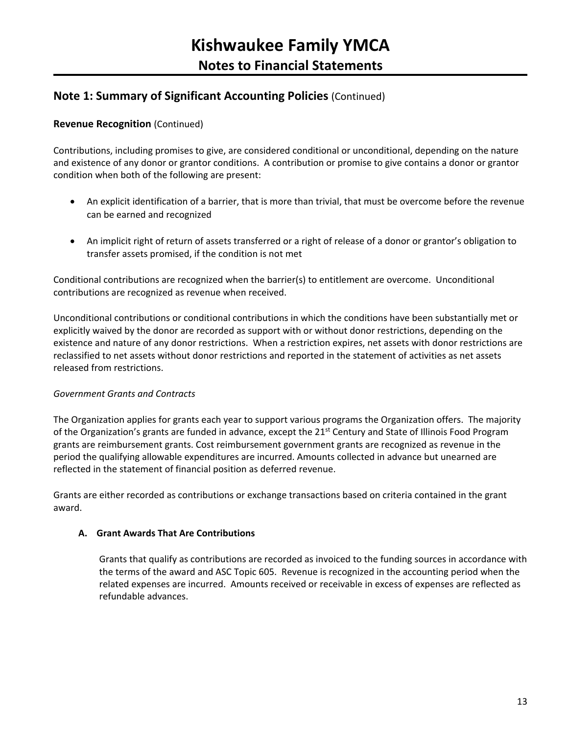# Kishwaukee Family YMCA

## Notes to Financial Statements

## Note 1: Summary of Significant Accounting Policies (Continued)

**Revenue Recognition** (Continued)

Contributions, including promises to give, are considered conditional or unconditional, depending on the nature and existence of any donor or grantor conditions. A contribution or promise to give contains a donor or grantor condition when both of the following are present:

- An explicit identification of a barrier, that is more than trivial, that must be overcome before the revenue can be earned and recognized
- An implicit right of return of assets transferred or a right of release of a donor or grantor's obligation to transfer assets promised, if the condition is not met

Conditional contributions are recognized when the barrier(s) to entitlement are overcome. Unconditional contributions are recognized as revenue when received.

Unconditional contributions or conditional contributions in which the conditions have been substantially met or explicitly waived by the donor are recorded as support with or without donor restrictions, depending on the existence and nature of any donor restrictions. When a restriction expires, net assets with donor restrictions are reclassified to net assets without donor restrictions and reported in the statement of activities as net assets released from restrictions.

*Government Grants and Contracts*

The Organization applies for grants each year to support various programs the Organization offers. The majority of the Organization's grants are funded in advance, except the 21st Century and State of Illinois Food Program grants are reimbursement grants. Cost reimbursement government grants are recognized as revenue in the period the qualifying allowable expenditures are incurred. Amounts collected in advance but unearned are reflected in the statement of financial position as deferred revenue.

Grants are either recorded as contributions or exchange transactions based on criteria contained in the grant award.

**A. Grant Awards That Are Contributions**

Grants that qualify as contributions are recorded as invoiced to the funding sources in accordance with the terms of the award and ASC Topic 605. Revenue is recognized in the accounting period when the related expenses are incurred. Amounts received or receivable in excess of expenses are reflected as refundable advances.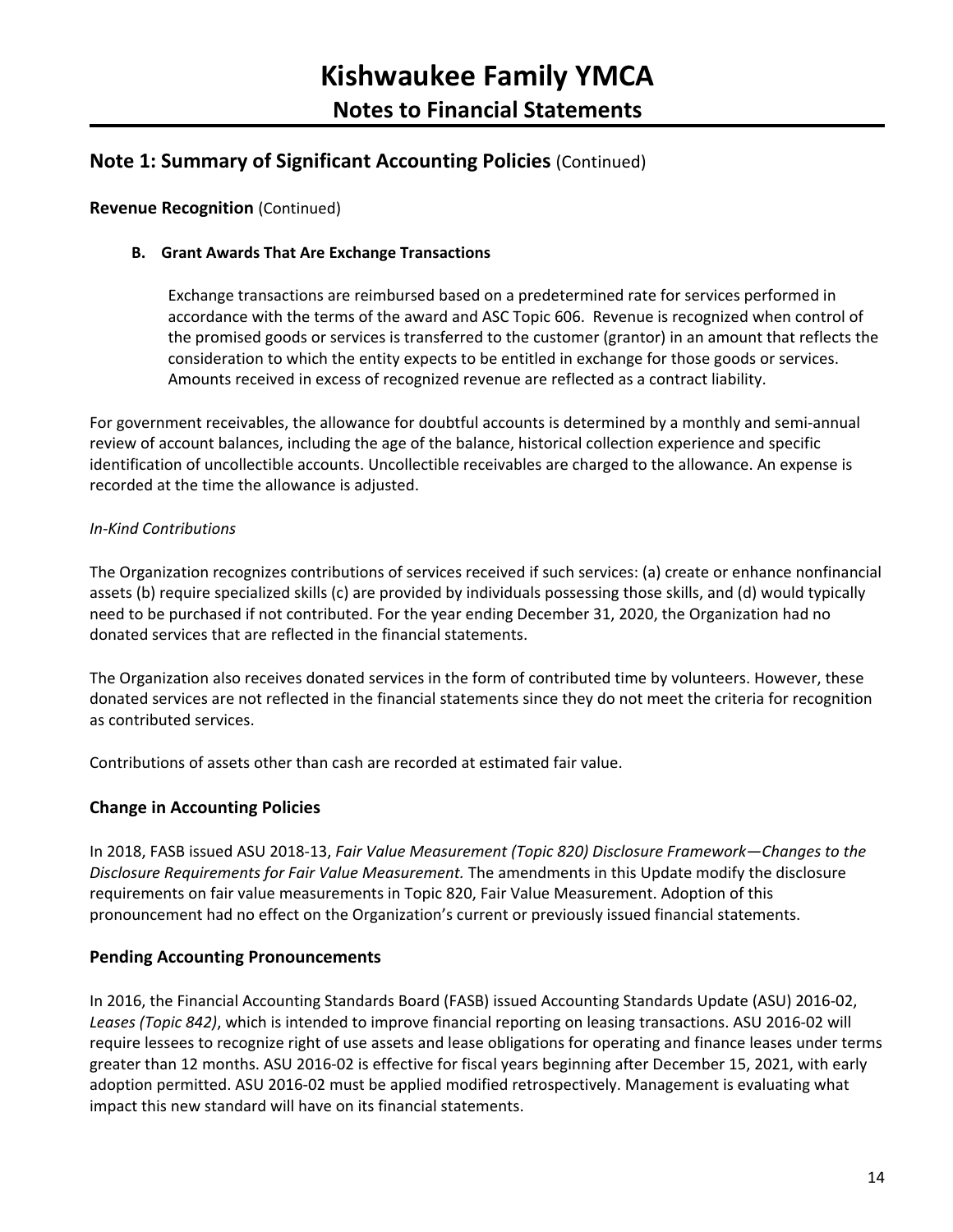## Note 1: Summary of Significant Accounting Policies (Continued)

**Revenue Recognition** (Continued)

**B. Grant Awards That Are Exchange Transactions**

Exchange transactions are reimbursed based on a predetermined rate for services performed in accordance with the terms of the award and ASC Topic 606. Revenue is recognized when control of the promised goods or services is transferred to the customer (grantor) in an amount that reflects the consideration to which the entity expects to be entitled in exchange for those goods or services. Amounts received in excess of recognized revenue are reflected as a contract liability.

For government receivables, the allowance for doubtful accounts is determined by a monthly and semi-annual review of account balances, including the age of the balance, historical collection experience and specific identification of uncollectible accounts. Uncollectible receivables are charged to the allowance. An expense is recorded at the time the allowance is adjusted.

*In-Kind Contributions*

The Organization recognizes contributions of services received if such services: (a) create or enhance nonfinancial assets (b) require specialized skills (c) are provided by individuals possessing those skills, and (d) would typically need to be purchased if not contributed. For the year ending December 31, 2020, the Organization had no donated services that are reflected in the financial statements.

The Organization also receives donated services in the form of contributed time by volunteers. However, these donated services are not reflected in the financial statements since they do not meet the criteria for recognition as contributed services.

Contributions of assets other than cash are recorded at estimated fair value.

### Change in Accounting Policies

In 2018, FASB issued ASU 2018-13, *Fair Value Measurement (Topic 820) Disclosure Framework—Changes to the Disclosure Requirements for Fair Value Measurement.* The amendments in this Update modify the disclosure requirements on fair value measurements in Topic 820, Fair Value Measurement. Adoption of this pronouncement had no effect on the Organization's current or previously issued financial statements.

### Pending Accounting Pronouncements

In 2016, the Financial Accounting Standards Board (FASB) issued Accounting Standards Update (ASU) 2016-02, *Leases (Topic 842)*, which is intended to improve financial reporting on leasing transactions. ASU 2016-02 will require lessees to recognize right of use assets and lease obligations for operating and finance leases under terms greater than 12 months. ASU 2016-02 is effective for fiscal years beginning after December 15, 2021, with early adoption permitted. ASU 2016-02 must be applied modified retrospectively. Management is evaluating what impact this new standard will have on its financial statements.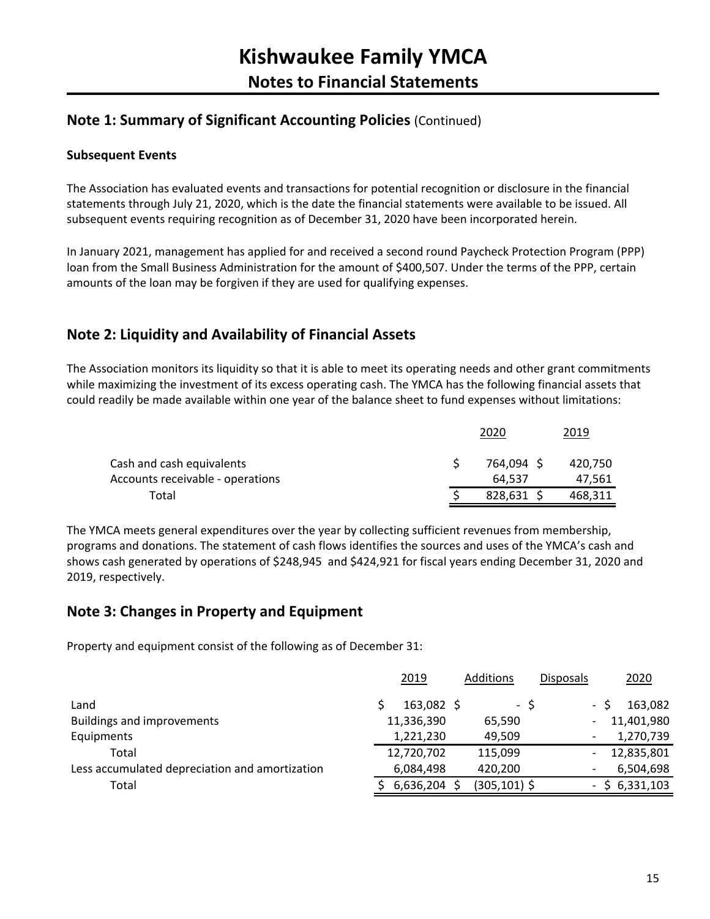# Kishwaukee Family YMCA
## Notes to Financial Statements

## Note 1: Summary of Significant Accounting Policies (Continued)

### Subsequent Events

The Association has evaluated events and transactions for potential recognition or disclosure in the financial statements through July 21, 2020, which is the date the financial statements were available to be issued. All subsequent events requiring recognition as of December 31, 2020 have been incorporated herein.

In January 2021, management has applied for and received a second round Paycheck Protection Program (PPP) loan from the Small Business Administration for the amount of $400,507. Under the terms of the PPP, certain amounts of the loan may be forgiven if they are used for qualifying expenses.

## Note 2: Liquidity and Availability of Financial Assets

The Association monitors its liquidity so that it is able to meet its operating needs and other grant commitments while maximizing the investment of its excess operating cash. The YMCA has the following financial assets that could readily be made available within one year of the balance sheet to fund expenses without limitations:

| | 2020 | 2019 |
|---|---|---|
| Cash and cash equivalents | $ 764,094 | $ 420,750 |
| Accounts receivable - operations | 64,537 | 47,561 |
| Total | $ 828,631 | $ 468,311 |

The YMCA meets general expenditures over the year by collecting sufficient revenues from membership, programs and donations. The statement of cash flows identifies the sources and uses of the YMCA's cash and shows cash generated by operations of $248,945 and $424,921 for fiscal years ending December 31, 2020 and 2019, respectively.

## Note 3: Changes in Property and Equipment

Property and equipment consist of the following as of December 31:

| | 2019 | Additions | Disposals | 2020 |
|---|---|---|---|---|
| Land | $ 163,082 | $ - | $ - | $ 163,082 |
| Buildings and improvements | 11,336,390 | 65,590 | - | 11,401,980 |
| Equipments | 1,221,230 | 49,509 | - | 1,270,739 |
| Total | 12,720,702 | 115,099 | - | 12,835,801 |
| Less accumulated depreciation and amortization | 6,084,498 | 420,200 | - | 6,504,698 |
| Total | $ 6,636,204 | $ (305,101) | $ - | $ 6,331,103 |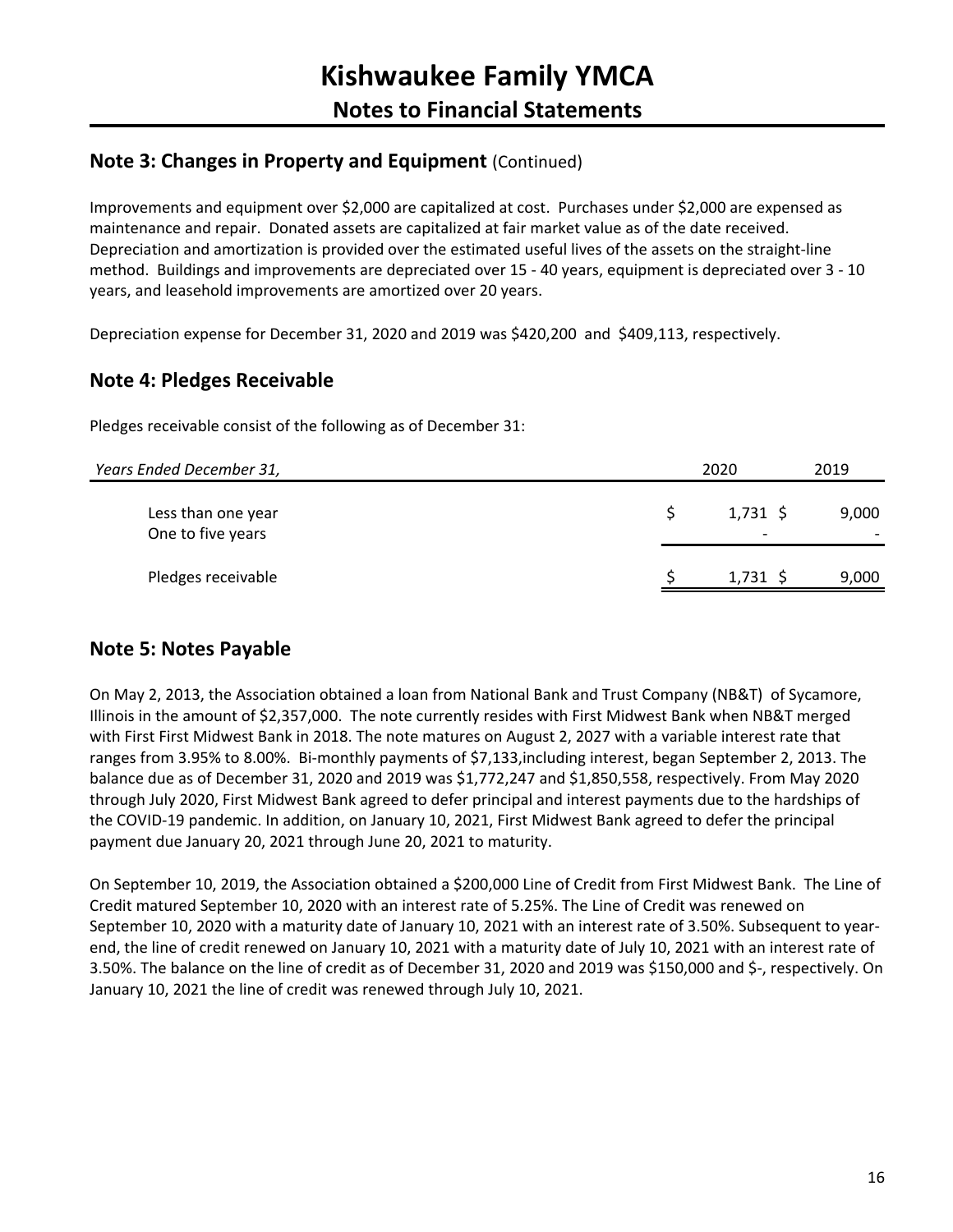# Kishwaukee Family YMCA

## Notes to Financial Statements

### Note 3: Changes in Property and Equipment (Continued)

Improvements and equipment over $2,000 are capitalized at cost. Purchases under $2,000 are expensed as maintenance and repair. Donated assets are capitalized at fair market value as of the date received. Depreciation and amortization is provided over the estimated useful lives of the assets on the straight-line method. Buildings and improvements are depreciated over 15 - 40 years, equipment is depreciated over 3 - 10 years, and leasehold improvements are amortized over 20 years.

Depreciation expense for December 31, 2020 and 2019 was $420,200 and $409,113, respectively.

### Note 4: Pledges Receivable

Pledges receivable consist of the following as of December 31:

| *Years Ended December 31,* | 2020 | 2019 |
|---|---|---|
| Less than one year | $ 1,731 | $ 9,000 |
| One to five years | - | - |
| Pledges receivable | $ 1,731 | $ 9,000 |

### Note 5: Notes Payable

On May 2, 2013, the Association obtained a loan from National Bank and Trust Company (NB&T) of Sycamore, Illinois in the amount of $2,357,000. The note currently resides with First Midwest Bank when NB&T merged with First First Midwest Bank in 2018. The note matures on August 2, 2027 with a variable interest rate that ranges from 3.95% to 8.00%. Bi-monthly payments of $7,133,including interest, began September 2, 2013. The balance due as of December 31, 2020 and 2019 was $1,772,247 and $1,850,558, respectively. From May 2020 through July 2020, First Midwest Bank agreed to defer principal and interest payments due to the hardships of the COVID-19 pandemic. In addition, on January 10, 2021, First Midwest Bank agreed to defer the principal payment due January 20, 2021 through June 20, 2021 to maturity.

On September 10, 2019, the Association obtained a $200,000 Line of Credit from First Midwest Bank. The Line of Credit matured September 10, 2020 with an interest rate of 5.25%. The Line of Credit was renewed on September 10, 2020 with a maturity date of January 10, 2021 with an interest rate of 3.50%. Subsequent to year-end, the line of credit renewed on January 10, 2021 with a maturity date of July 10, 2021 with an interest rate of 3.50%. The balance on the line of credit as of December 31, 2020 and 2019 was $150,000 and $-, respectively. On January 10, 2021 the line of credit was renewed through July 10, 2021.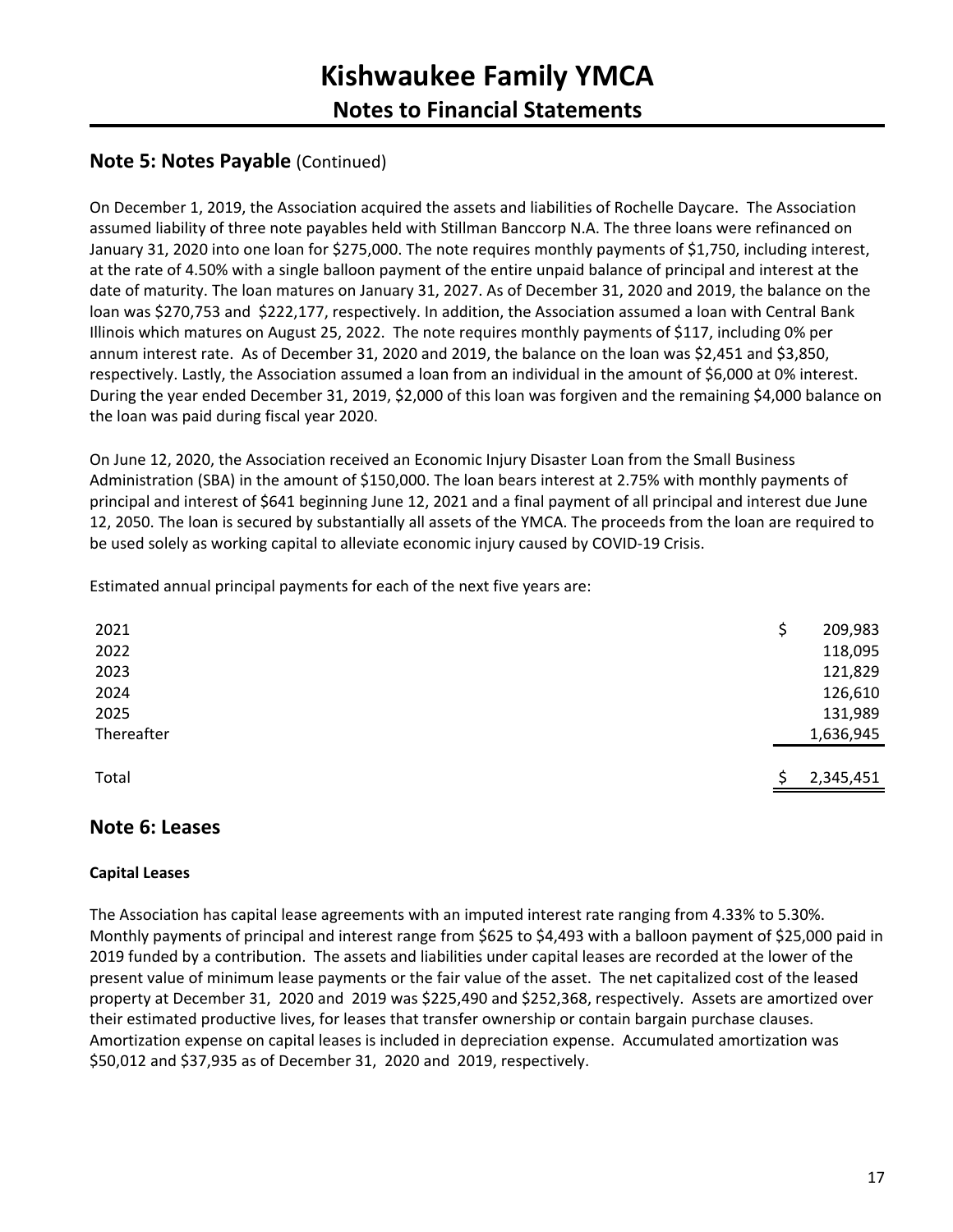## Note 5: Notes Payable (Continued)

On December 1, 2019, the Association acquired the assets and liabilities of Rochelle Daycare. The Association assumed liability of three note payables held with Stillman Banccorp N.A. The three loans were refinanced on January 31, 2020 into one loan for $275,000. The note requires monthly payments of $1,750, including interest, at the rate of 4.50% with a single balloon payment of the entire unpaid balance of principal and interest at the date of maturity. The loan matures on January 31, 2027. As of December 31, 2020 and 2019, the balance on the loan was $270,753 and $222,177, respectively. In addition, the Association assumed a loan with Central Bank Illinois which matures on August 25, 2022. The note requires monthly payments of $117, including 0% per annum interest rate. As of December 31, 2020 and 2019, the balance on the loan was $2,451 and $3,850, respectively. Lastly, the Association assumed a loan from an individual in the amount of $6,000 at 0% interest. During the year ended December 31, 2019, $2,000 of this loan was forgiven and the remaining $4,000 balance on the loan was paid during fiscal year 2020.

On June 12, 2020, the Association received an Economic Injury Disaster Loan from the Small Business Administration (SBA) in the amount of $150,000. The loan bears interest at 2.75% with monthly payments of principal and interest of $641 beginning June 12, 2021 and a final payment of all principal and interest due June 12, 2050. The loan is secured by substantially all assets of the YMCA. The proceeds from the loan are required to be used solely as working capital to alleviate economic injury caused by COVID-19 Crisis.

Estimated annual principal payments for each of the next five years are:

| | |
|---|---|
| 2021 | $ 209,983 |
| 2022 | 118,095 |
| 2023 | 121,829 |
| 2024 | 126,610 |
| 2025 | 131,989 |
| Thereafter | 1,636,945 |
| Total | $ 2,345,451 |

## Note 6: Leases

### Capital Leases

The Association has capital lease agreements with an imputed interest rate ranging from 4.33% to 5.30%. Monthly payments of principal and interest range from $625 to $4,493 with a balloon payment of $25,000 paid in 2019 funded by a contribution. The assets and liabilities under capital leases are recorded at the lower of the present value of minimum lease payments or the fair value of the asset. The net capitalized cost of the leased property at December 31, 2020 and 2019 was $225,490 and $252,368, respectively. Assets are amortized over their estimated productive lives, for leases that transfer ownership or contain bargain purchase clauses. Amortization expense on capital leases is included in depreciation expense. Accumulated amortization was $50,012 and $37,935 as of December 31, 2020 and 2019, respectively.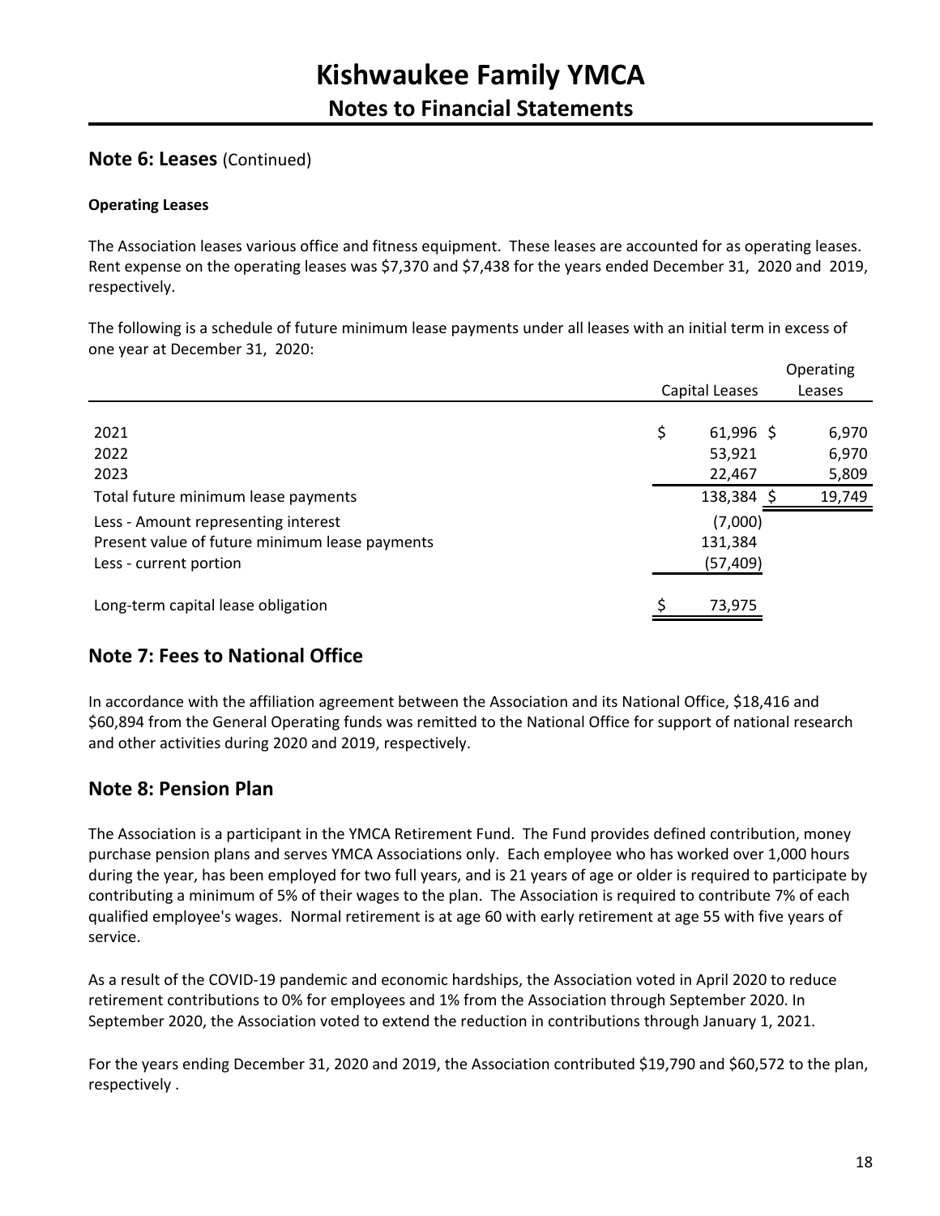# Kishwaukee Family YMCA
## Notes to Financial Statements

## Note 6: Leases (Continued)

**Operating Leases**

The Association leases various office and fitness equipment. These leases are accounted for as operating leases. Rent expense on the operating leases was $7,370 and $7,438 for the years ended December 31, 2020 and 2019, respectively.

The following is a schedule of future minimum lease payments under all leases with an initial term in excess of one year at December 31, 2020:

| | Capital Leases | Operating Leases |
|---|---|---|
| 2021 | $ 61,996 | $ 6,970 |
| 2022 | 53,921 | 6,970 |
| 2023 | 22,467 | 5,809 |
| Total future minimum lease payments | 138,384 | $ 19,749 |
| Less - Amount representing interest | (7,000) | |
| Present value of future minimum lease payments | 131,384 | |
| Less - current portion | (57,409) | |
| Long-term capital lease obligation | $ 73,975 | |

## Note 7: Fees to National Office

In accordance with the affiliation agreement between the Association and its National Office, $18,416 and $60,894 from the General Operating funds was remitted to the National Office for support of national research and other activities during 2020 and 2019, respectively.

## Note 8: Pension Plan

The Association is a participant in the YMCA Retirement Fund. The Fund provides defined contribution, money purchase pension plans and serves YMCA Associations only. Each employee who has worked over 1,000 hours during the year, has been employed for two full years, and is 21 years of age or older is required to participate by contributing a minimum of 5% of their wages to the plan. The Association is required to contribute 7% of each qualified employee's wages. Normal retirement is at age 60 with early retirement at age 55 with five years of service.

As a result of the COVID-19 pandemic and economic hardships, the Association voted in April 2020 to reduce retirement contributions to 0% for employees and 1% from the Association through September 2020. In September 2020, the Association voted to extend the reduction in contributions through January 1, 2021.

For the years ending December 31, 2020 and 2019, the Association contributed $19,790 and $60,572 to the plan, respectively .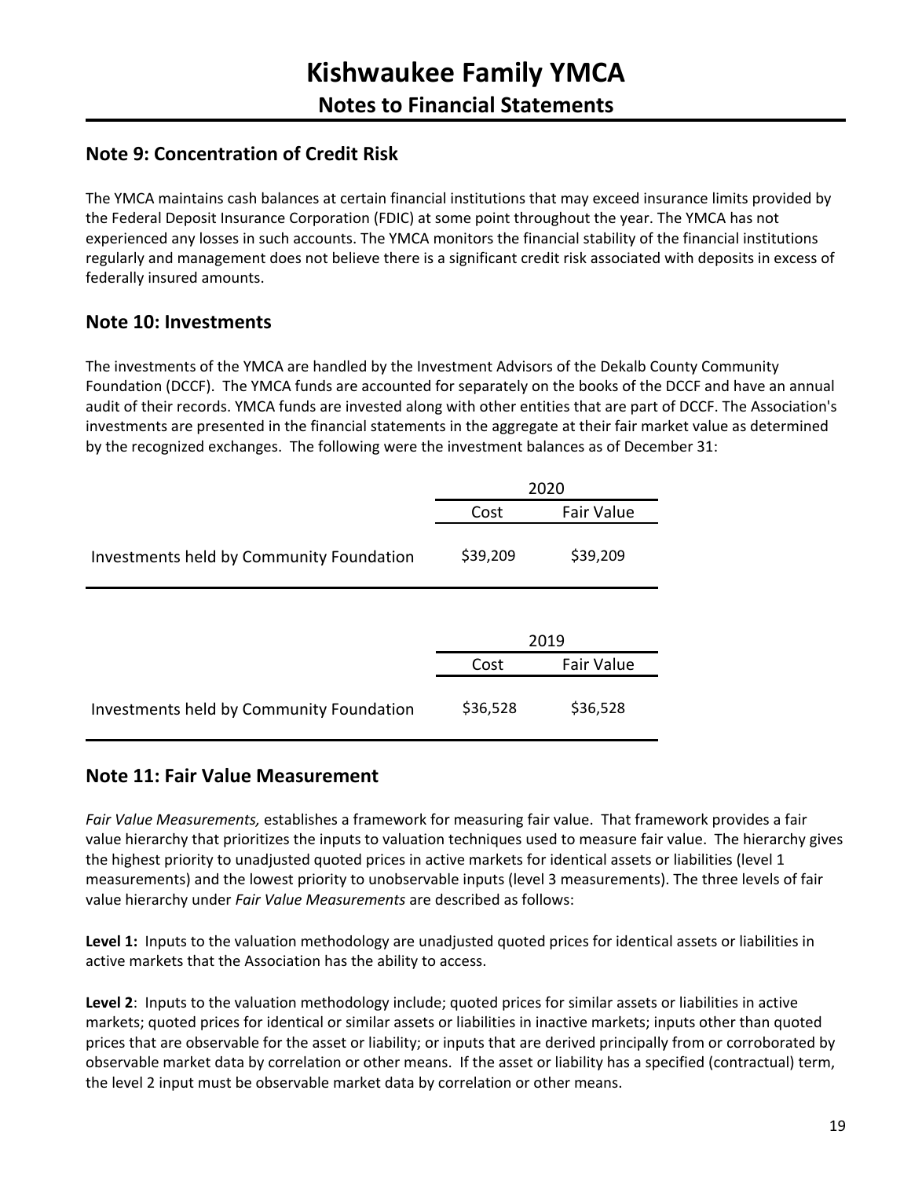## Note 9: Concentration of Credit Risk

The YMCA maintains cash balances at certain financial institutions that may exceed insurance limits provided by the Federal Deposit Insurance Corporation (FDIC) at some point throughout the year. The YMCA has not experienced any losses in such accounts. The YMCA monitors the financial stability of the financial institutions regularly and management does not believe there is a significant credit risk associated with deposits in excess of federally insured amounts.

## Note 10: Investments

The investments of the YMCA are handled by the Investment Advisors of the Dekalb County Community Foundation (DCCF). The YMCA funds are accounted for separately on the books of the DCCF and have an annual audit of their records. YMCA funds are invested along with other entities that are part of DCCF. The Association's investments are presented in the financial statements in the aggregate at their fair market value as determined by the recognized exchanges. The following were the investment balances as of December 31:

| | 2020 | |
|---|---|---|
| | Cost | Fair Value |
| Investments held by Community Foundation | $39,209 | $39,209 |

| | 2019 | |
|---|---|---|
| | Cost | Fair Value |
| Investments held by Community Foundation | $36,528 | $36,528 |

## Note 11: Fair Value Measurement

*Fair Value Measurements,* establishes a framework for measuring fair value. That framework provides a fair value hierarchy that prioritizes the inputs to valuation techniques used to measure fair value. The hierarchy gives the highest priority to unadjusted quoted prices in active markets for identical assets or liabilities (level 1 measurements) and the lowest priority to unobservable inputs (level 3 measurements). The three levels of fair value hierarchy under *Fair Value Measurements* are described as follows:

**Level 1:** Inputs to the valuation methodology are unadjusted quoted prices for identical assets or liabilities in active markets that the Association has the ability to access.

**Level 2**: Inputs to the valuation methodology include; quoted prices for similar assets or liabilities in active markets; quoted prices for identical or similar assets or liabilities in inactive markets; inputs other than quoted prices that are observable for the asset or liability; or inputs that are derived principally from or corroborated by observable market data by correlation or other means. If the asset or liability has a specified (contractual) term, the level 2 input must be observable market data by correlation or other means.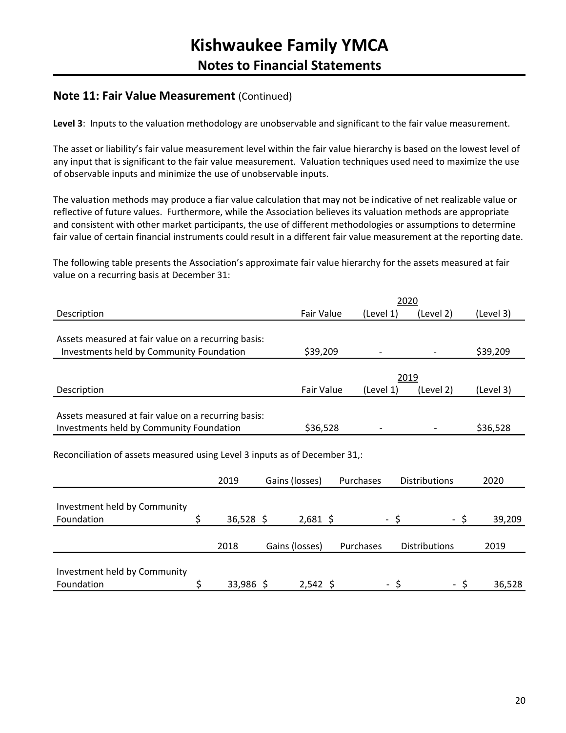## Note 11: Fair Value Measurement (Continued)

**Level 3**: Inputs to the valuation methodology are unobservable and significant to the fair value measurement.

The asset or liability's fair value measurement level within the fair value hierarchy is based on the lowest level of any input that is significant to the fair value measurement. Valuation techniques used need to maximize the use of observable inputs and minimize the use of unobservable inputs.

The valuation methods may produce a fiar value calculation that may not be indicative of net realizable value or reflective of future values. Furthermore, while the Association believes its valuation methods are appropriate and consistent with other market participants, the use of different methodologies or assumptions to determine fair value of certain financial instruments could result in a different fair value measurement at the reporting date.

The following table presents the Association's approximate fair value hierarchy for the assets measured at fair value on a recurring basis at December 31:

| | | 2020 | | |
|---|---|---|---|---|
| Description | Fair Value | (Level 1) | (Level 2) | (Level 3) |
| Assets measured at fair value on a recurring basis: | | | | |
| Investments held by Community Foundation | $39,209 | - | - | $39,209 |

| | | 2019 | | |
|---|---|---|---|---|
| Description | Fair Value | (Level 1) | (Level 2) | (Level 3) |
| Assets measured at fair value on a recurring basis: | | | | |
| Investments held by Community Foundation | $36,528 | - | - | $36,528 |

Reconciliation of assets measured using Level 3 inputs as of December 31,:

| | 2019 | Gains (losses) | Purchases | Distributions | 2020 |
|---|---|---|---|---|---|
| Investment held by Community Foundation | $ 36,528 | $ 2,681 | $ - | $ - | $ 39,209 |

| | 2018 | Gains (losses) | Purchases | Distributions | 2019 |
|---|---|---|---|---|---|
| Investment held by Community Foundation | $ 33,986 | $ 2,542 | $ - | $ - | $ 36,528 |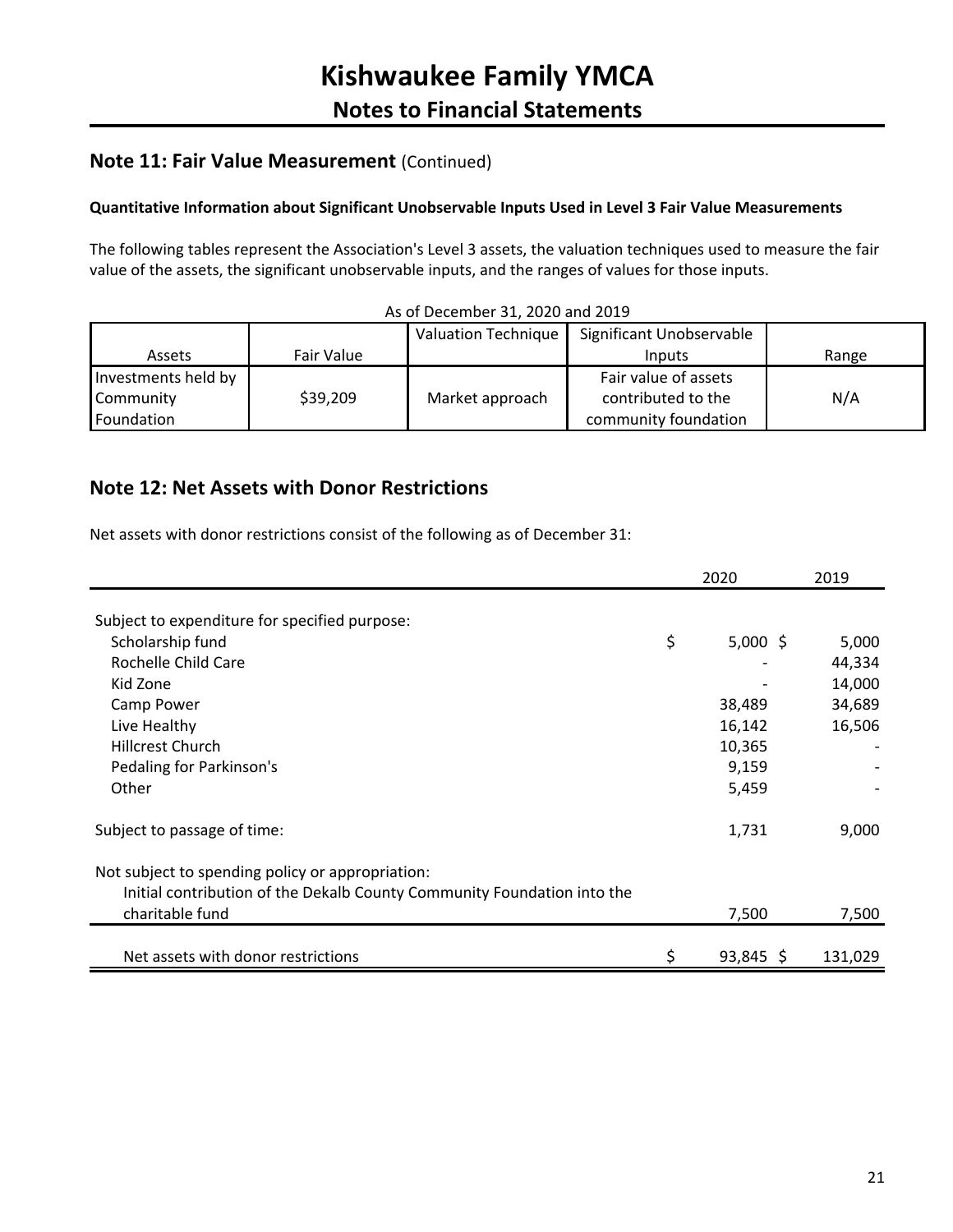# Kishwaukee Family YMCA

## Notes to Financial Statements

## Note 11: Fair Value Measurement (Continued)

**Quantitative Information about Significant Unobservable Inputs Used in Level 3 Fair Value Measurements**

The following tables represent the Association's Level 3 assets, the valuation techniques used to measure the fair value of the assets, the significant unobservable inputs, and the ranges of values for those inputs.

As of December 31, 2020 and 2019

| Assets | Fair Value | Valuation Technique | Significant Unobservable Inputs | Range |
|---|---|---|---|---|
| Investments held by Community Foundation | $39,209 | Market approach | Fair value of assets contributed to the community foundation | N/A |

## Note 12: Net Assets with Donor Restrictions

Net assets with donor restrictions consist of the following as of December 31:

| | 2020 | 2019 |
|---|---|---|
| Subject to expenditure for specified purpose: | | |
| Scholarship fund | $ 5,000 | $ 5,000 |
| Rochelle Child Care | - | 44,334 |
| Kid Zone | - | 14,000 |
| Camp Power | 38,489 | 34,689 |
| Live Healthy | 16,142 | 16,506 |
| Hillcrest Church | 10,365 | - |
| Pedaling for Parkinson's | 9,159 | - |
| Other | 5,459 | - |
| Subject to passage of time: | 1,731 | 9,000 |
| Not subject to spending policy or appropriation: | | |
| Initial contribution of the Dekalb County Community Foundation into the charitable fund | 7,500 | 7,500 |
| Net assets with donor restrictions | $ 93,845 | $ 131,029 |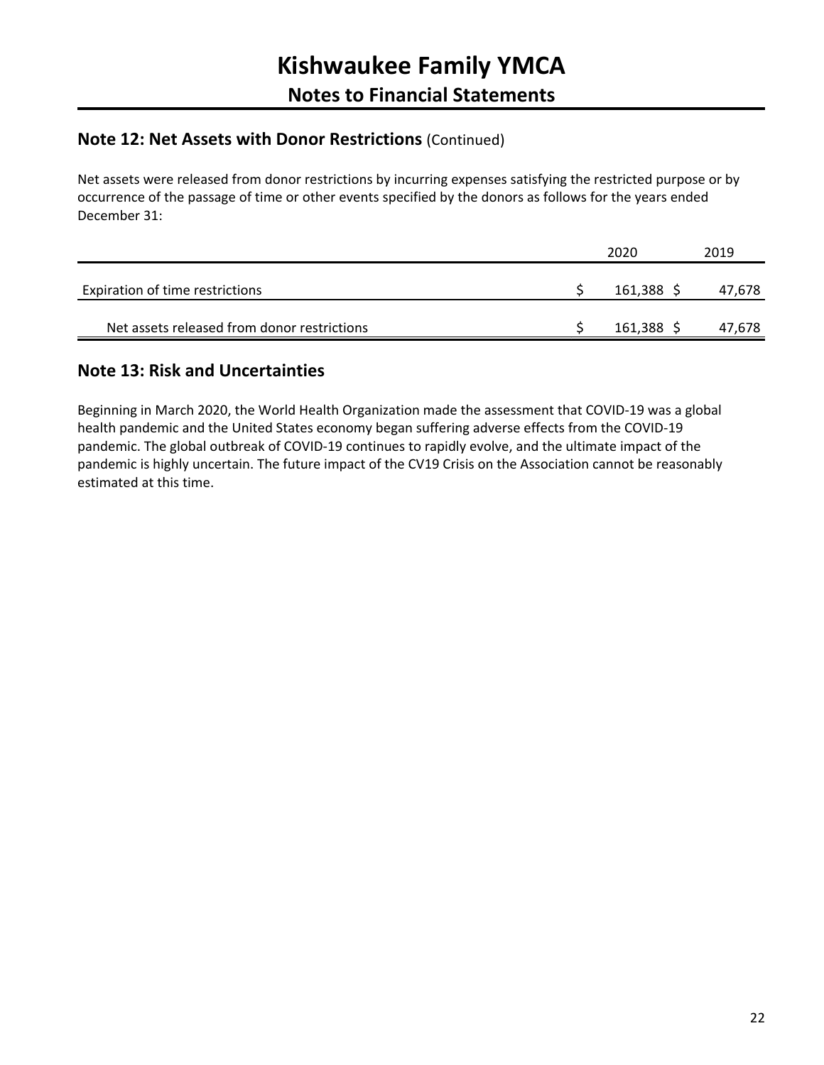## Note 12: Net Assets with Donor Restrictions (Continued)

Net assets were released from donor restrictions by incurring expenses satisfying the restricted purpose or by occurrence of the passage of time or other events specified by the donors as follows for the years ended December 31:

| | 2020 | 2019 |
|---|---|---|
| Expiration of time restrictions | $ 161,388 | $ 47,678 |
| Net assets released from donor restrictions | $ 161,388 | $ 47,678 |

## Note 13: Risk and Uncertainties

Beginning in March 2020, the World Health Organization made the assessment that COVID-19 was a global health pandemic and the United States economy began suffering adverse effects from the COVID-19 pandemic. The global outbreak of COVID-19 continues to rapidly evolve, and the ultimate impact of the pandemic is highly uncertain. The future impact of the CV19 Crisis on the Association cannot be reasonably estimated at this time.